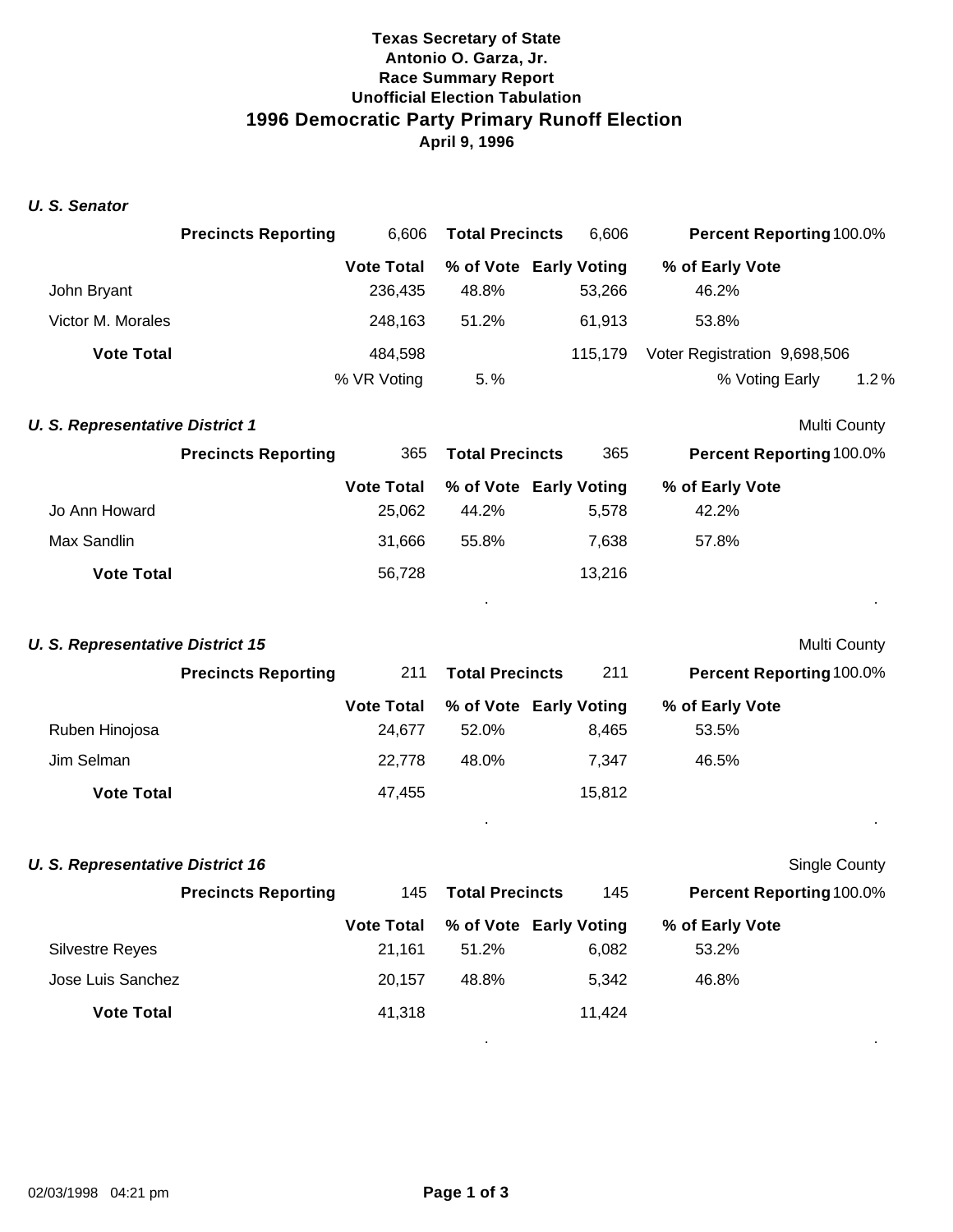**Texas Secretary of State**
**Antonio O. Garza, Jr.**
**Race Summary Report**
**Unofficial Election Tabulation**

# 1996 Democratic Party Primary Runoff Election

**April 9, 1996**

### *U. S. Senator*

| | **Precincts Reporting** 6,606 | **Total Precincts** 6,606 | | **Percent Reporting** 100.0% |
|---|---|---|---|---|

| | Vote Total | % of Vote | Early Voting | % of Early Vote |
|---|---|---|---|---|
| John Bryant | 236,435 | 48.8% | 53,266 | 46.2% |
| Victor M. Morales | 248,163 | 51.2% | 61,913 | 53.8% |
| **Vote Total** | 484,598 | | 115,179 | Voter Registration 9,698,506 |
| | % VR Voting | 5.% | | % Voting Early 1.2% |

### *U. S. Representative District 1*

Multi County

| | **Precincts Reporting** 365 | **Total Precincts** 365 | | **Percent Reporting** 100.0% |
|---|---|---|---|---|

| | Vote Total | % of Vote | Early Voting | % of Early Vote |
|---|---|---|---|---|
| Jo Ann Howard | 25,062 | 44.2% | 5,578 | 42.2% |
| Max Sandlin | 31,666 | 55.8% | 7,638 | 57.8% |
| **Vote Total** | 56,728 | | 13,216 | |

### *U. S. Representative District 15*

Multi County

| | **Precincts Reporting** 211 | **Total Precincts** 211 | | **Percent Reporting** 100.0% |
|---|---|---|---|---|

| | Vote Total | % of Vote | Early Voting | % of Early Vote |
|---|---|---|---|---|
| Ruben Hinojosa | 24,677 | 52.0% | 8,465 | 53.5% |
| Jim Selman | 22,778 | 48.0% | 7,347 | 46.5% |
| **Vote Total** | 47,455 | | 15,812 | |

### *U. S. Representative District 16*

Single County

| | **Precincts Reporting** 145 | **Total Precincts** 145 | | **Percent Reporting** 100.0% |
|---|---|---|---|---|

| | Vote Total | % of Vote | Early Voting | % of Early Vote |
|---|---|---|---|---|
| Silvestre Reyes | 21,161 | 51.2% | 6,082 | 53.2% |
| Jose Luis Sanchez | 20,157 | 48.8% | 5,342 | 46.8% |
| **Vote Total** | 41,318 | | 11,424 | |

02/03/1998 04:21 pm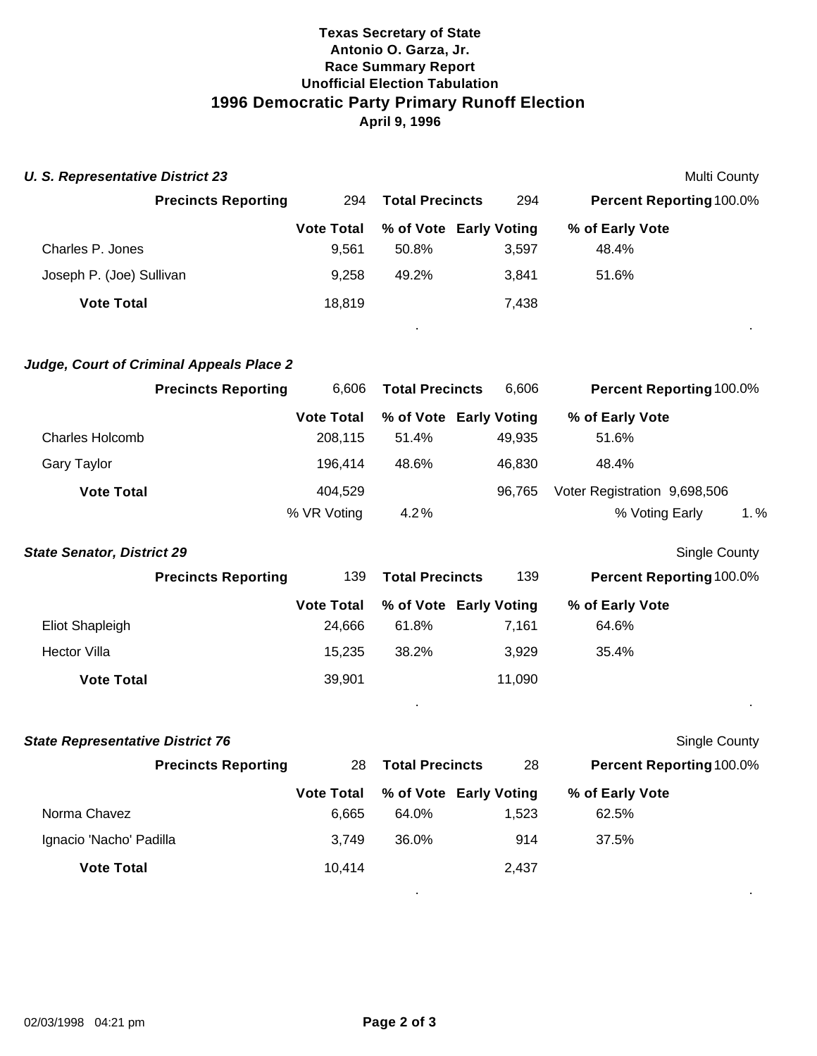**Texas Secretary of State**
**Antonio O. Garza, Jr.**
**Race Summary Report**
**Unofficial Election Tabulation**

# 1996 Democratic Party Primary Runoff Election

**April 9, 1996**

### *U. S. Representative District 23*

Multi County

| **Precincts Reporting** | 294 | **Total Precincts** | 294 | **Percent Reporting** 100.0% |
|---|---|---|---|---|
| | **Vote Total** | **% of Vote** | **Early Voting** | **% of Early Vote** |
| Charles P. Jones | 9,561 | 50.8% | 3,597 | 48.4% |
| Joseph P. (Joe) Sullivan | 9,258 | 49.2% | 3,841 | 51.6% |
| **Vote Total** | 18,819 | | 7,438 | |

### *Judge, Court of Criminal Appeals Place 2*

| **Precincts Reporting** | 6,606 | **Total Precincts** | 6,606 | **Percent Reporting** 100.0% |
|---|---|---|---|---|
| | **Vote Total** | **% of Vote** | **Early Voting** | **% of Early Vote** |
| Charles Holcomb | 208,115 | 51.4% | 49,935 | 51.6% |
| Gary Taylor | 196,414 | 48.6% | 46,830 | 48.4% |
| **Vote Total** | 404,529 | | 96,765 | Voter Registration 9,698,506 |
| | % VR Voting | 4.2% | | % Voting Early 1.% |

### *State Senator, District 29*

Single County

| **Precincts Reporting** | 139 | **Total Precincts** | 139 | **Percent Reporting** 100.0% |
|---|---|---|---|---|
| | **Vote Total** | **% of Vote** | **Early Voting** | **% of Early Vote** |
| Eliot Shapleigh | 24,666 | 61.8% | 7,161 | 64.6% |
| Hector Villa | 15,235 | 38.2% | 3,929 | 35.4% |
| **Vote Total** | 39,901 | | 11,090 | |

### *State Representative District 76*

Single County

| **Precincts Reporting** | 28 | **Total Precincts** | 28 | **Percent Reporting** 100.0% |
|---|---|---|---|---|
| | **Vote Total** | **% of Vote** | **Early Voting** | **% of Early Vote** |
| Norma Chavez | 6,665 | 64.0% | 1,523 | 62.5% |
| Ignacio 'Nacho' Padilla | 3,749 | 36.0% | 914 | 37.5% |
| **Vote Total** | 10,414 | | 2,437 | |

02/03/1998 04:21 pm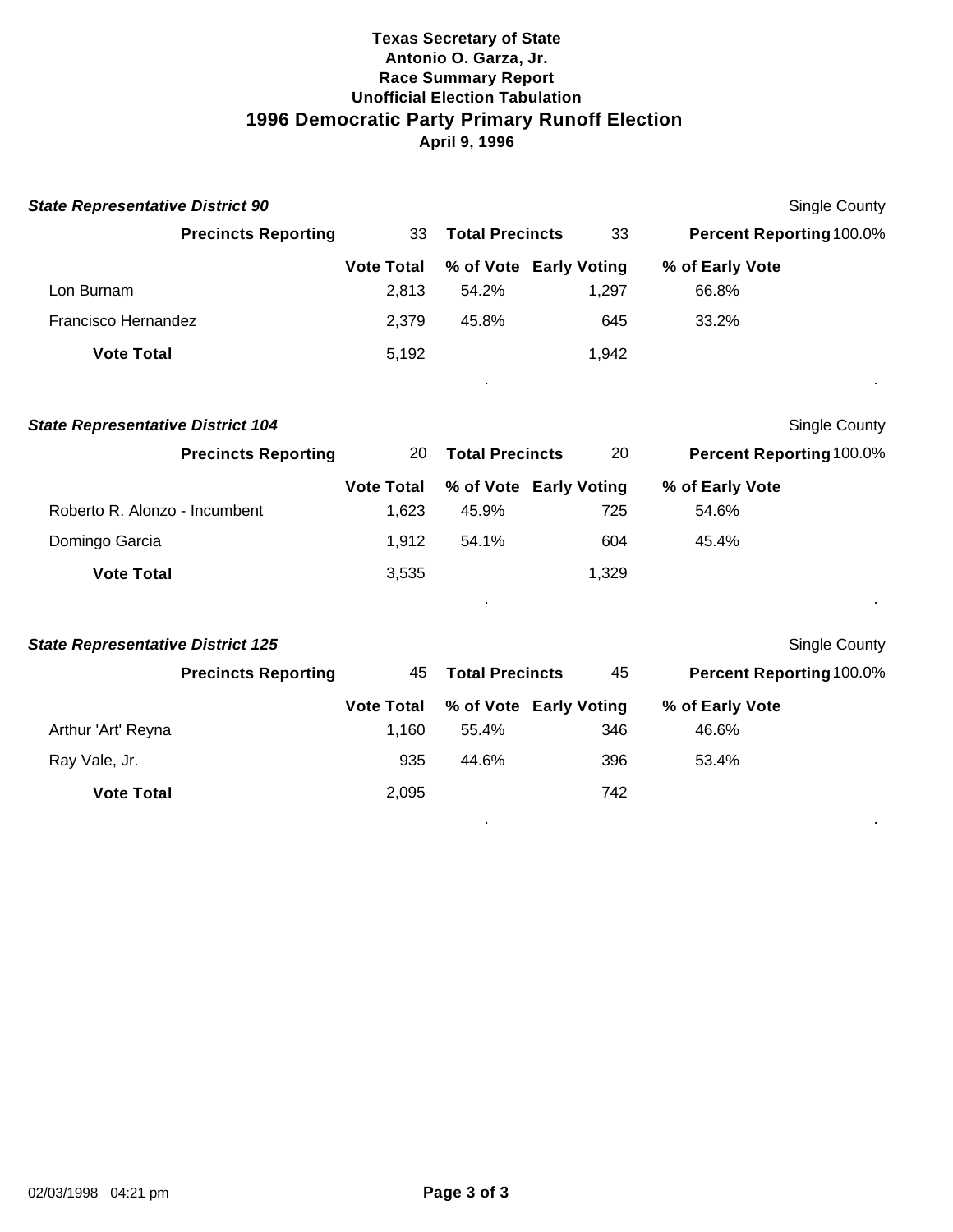**Texas Secretary of State**
**Antonio O. Garza, Jr.**
**Race Summary Report**
**Unofficial Election Tabulation**

# 1996 Democratic Party Primary Runoff Election

**April 9, 1996**

### *State Representative District 90*

Single County

**Precincts Reporting** 33 **Total Precincts** 33 **Percent Reporting** 100.0%

| | Vote Total | % of Vote | Early Voting | % of Early Vote |
|---|---|---|---|---|
| Lon Burnam | 2,813 | 54.2% | 1,297 | 66.8% |
| Francisco Hernandez | 2,379 | 45.8% | 645 | 33.2% |
| **Vote Total** | 5,192 | | 1,942 | |

### *State Representative District 104*

Single County

**Precincts Reporting** 20 **Total Precincts** 20 **Percent Reporting** 100.0%

| | Vote Total | % of Vote | Early Voting | % of Early Vote |
|---|---|---|---|---|
| Roberto R. Alonzo - Incumbent | 1,623 | 45.9% | 725 | 54.6% |
| Domingo Garcia | 1,912 | 54.1% | 604 | 45.4% |
| **Vote Total** | 3,535 | | 1,329 | |

### *State Representative District 125*

Single County

**Precincts Reporting** 45 **Total Precincts** 45 **Percent Reporting** 100.0%

| | Vote Total | % of Vote | Early Voting | % of Early Vote |
|---|---|---|---|---|
| Arthur 'Art' Reyna | 1,160 | 55.4% | 346 | 46.6% |
| Ray Vale, Jr. | 935 | 44.6% | 396 | 53.4% |
| **Vote Total** | 2,095 | | 742 | |

02/03/1998 04:21 pm